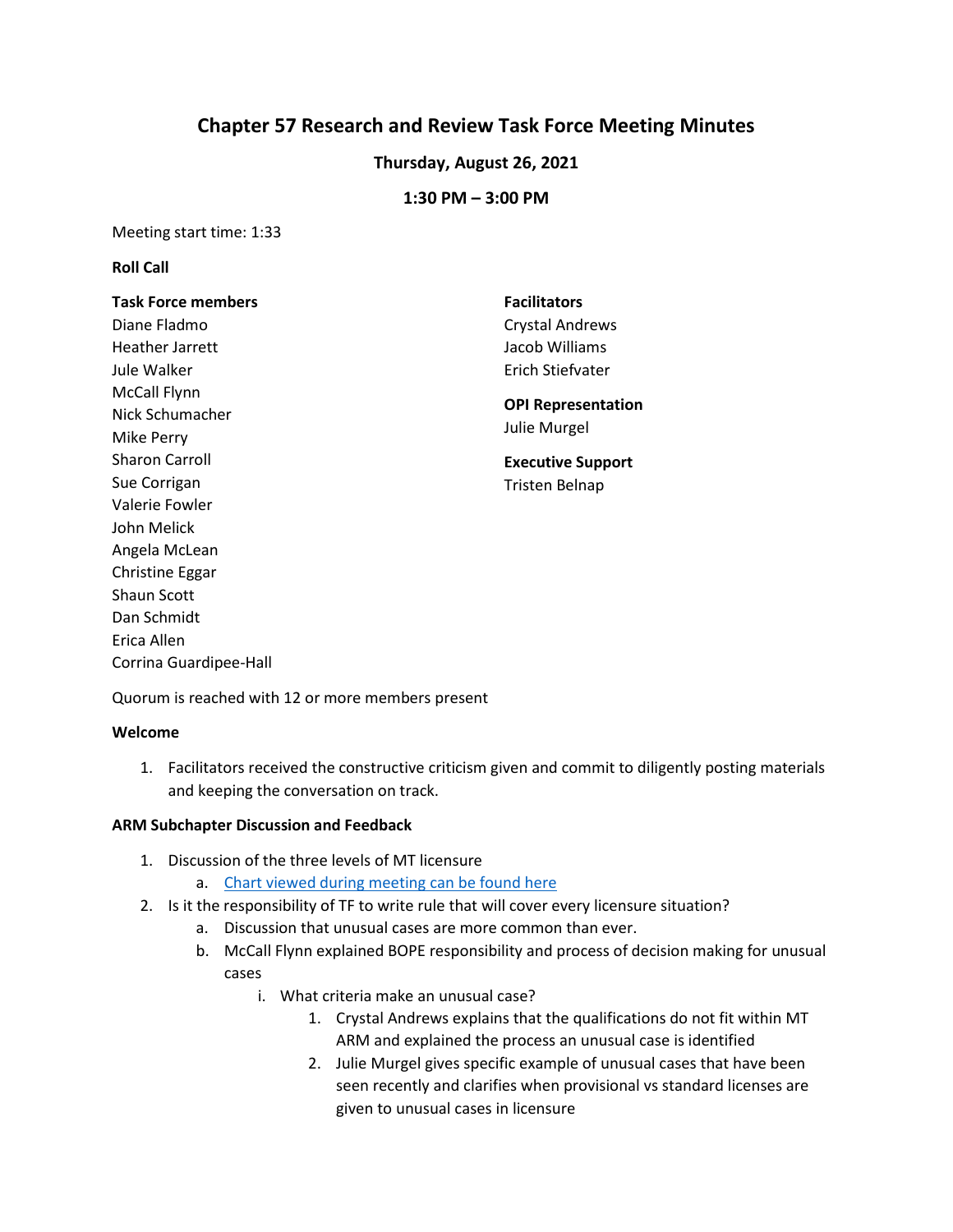# Chapter 57 Research and Review Task Force Meeting Minutes

**Thursday, August 26, 2021**

**1:30 PM – 3:00 PM**

Meeting start time: 1:33

**Roll Call**

**Task Force members**
Diane Fladmo
Heather Jarrett
Jule Walker
McCall Flynn
Nick Schumacher
Mike Perry
Sharon Carroll
Sue Corrigan
Valerie Fowler
John Melick
Angela McLean
Christine Eggar
Shaun Scott
Dan Schmidt
Erica Allen
Corrina Guardipee-Hall

**Facilitators**
Crystal Andrews
Jacob Williams
Erich Stiefvater

**OPI Representation**
Julie Murgel

**Executive Support**
Tristen Belnap

Quorum is reached with 12 or more members present

**Welcome**

1. Facilitators received the constructive criticism given and commit to diligently posting materials and keeping the conversation on track.

**ARM Subchapter Discussion and Feedback**

1. Discussion of the three levels of MT licensure
   a. Chart viewed during meeting can be found here
2. Is it the responsibility of TF to write rule that will cover every licensure situation?
   a. Discussion that unusual cases are more common than ever.
   b. McCall Flynn explained BOPE responsibility and process of decision making for unusual cases
      i. What criteria make an unusual case?
         1. Crystal Andrews explains that the qualifications do not fit within MT ARM and explained the process an unusual case is identified
         2. Julie Murgel gives specific example of unusual cases that have been seen recently and clarifies when provisional vs standard licenses are given to unusual cases in licensure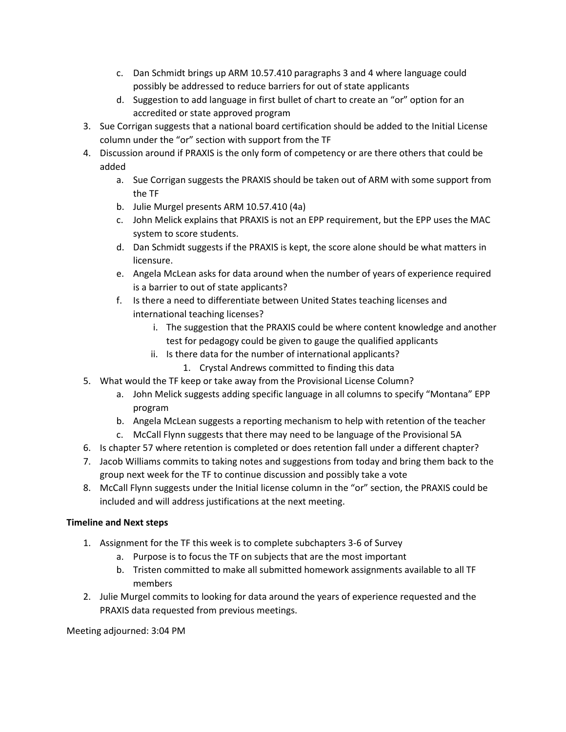c. Dan Schmidt brings up ARM 10.57.410 paragraphs 3 and 4 where language could possibly be addressed to reduce barriers for out of state applicants
   d. Suggestion to add language in first bullet of chart to create an "or" option for an accredited or state approved program
3. Sue Corrigan suggests that a national board certification should be added to the Initial License column under the "or" section with support from the TF
4. Discussion around if PRAXIS is the only form of competency or are there others that could be added
   a. Sue Corrigan suggests the PRAXIS should be taken out of ARM with some support from the TF
   b. Julie Murgel presents ARM 10.57.410 (4a)
   c. John Melick explains that PRAXIS is not an EPP requirement, but the EPP uses the MAC system to score students.
   d. Dan Schmidt suggests if the PRAXIS is kept, the score alone should be what matters in licensure.
   e. Angela McLean asks for data around when the number of years of experience required is a barrier to out of state applicants?
   f. Is there a need to differentiate between United States teaching licenses and international teaching licenses?
      i. The suggestion that the PRAXIS could be where content knowledge and another test for pedagogy could be given to gauge the qualified applicants
      ii. Is there data for the number of international applicants?
         1. Crystal Andrews committed to finding this data
5. What would the TF keep or take away from the Provisional License Column?
   a. John Melick suggests adding specific language in all columns to specify "Montana" EPP program
   b. Angela McLean suggests a reporting mechanism to help with retention of the teacher
   c. McCall Flynn suggests that there may need to be language of the Provisional 5A
6. Is chapter 57 where retention is completed or does retention fall under a different chapter?
7. Jacob Williams commits to taking notes and suggestions from today and bring them back to the group next week for the TF to continue discussion and possibly take a vote
8. McCall Flynn suggests under the Initial license column in the "or" section, the PRAXIS could be included and will address justifications at the next meeting.

**Timeline and Next steps**

1. Assignment for the TF this week is to complete subchapters 3-6 of Survey
   a. Purpose is to focus the TF on subjects that are the most important
   b. Tristen committed to make all submitted homework assignments available to all TF members
2. Julie Murgel commits to looking for data around the years of experience requested and the PRAXIS data requested from previous meetings.

Meeting adjourned: 3:04 PM